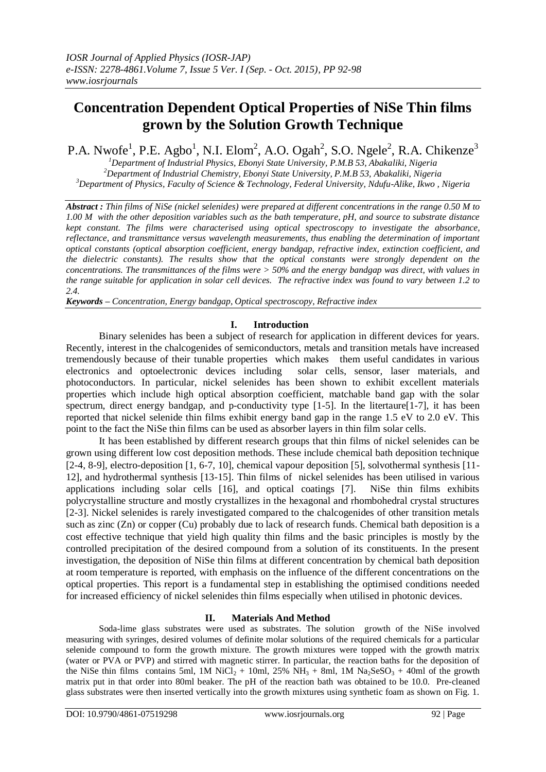# Concentration Dependent Optical Properties of NiSe Thin films grown by the Solution Growth Technique

P.A. Nwofe[1], P.E. Agbo[1], N.I. Elom[2], A.O. Ogah[2], S.O. Ngele[2], R.A. Chikenze[3]

[1]Department of Industrial Physics, Ebonyi State University, P.M.B 53, Abakaliki, Nigeria
[2]Department of Industrial Chemistry, Ebonyi State University, P.M.B 53, Abakaliki, Nigeria
[3]Department of Physics, Faculty of Science & Technology, Federal University, Ndufu-Alike, Ikwo , Nigeria

***Abstract :*** *Thin films of NiSe (nickel selenides) were prepared at different concentrations in the range 0.50 M to 1.00 M with the other deposition variables such as the bath temperature, pH, and source to substrate distance kept constant. The films were characterised using optical spectroscopy to investigate the absorbance, reflectance, and transmittance versus wavelength measurements, thus enabling the determination of important optical constants (optical absorption coefficient, energy bandgap, refractive index, extinction coefficient, and the dielectric constants). The results show that the optical constants were strongly dependent on the concentrations. The transmittances of the films were > 50% and the energy bandgap was direct, with values in the range suitable for application in solar cell devices. The refractive index was found to vary between 1.2 to 2.4.*

***Keywords*** *– Concentration, Energy bandgap, Optical spectroscopy, Refractive index*

## I. Introduction

Binary selenides has been a subject of research for application in different devices for years. Recently, interest in the chalcogenides of semiconductors, metals and transition metals have increased tremendously because of their tunable properties which makes them useful candidates in various electronics and optoelectronic devices including solar cells, sensor, laser materials, and photoconductors. In particular, nickel selenides has been shown to exhibit excellent materials properties which include high optical absorption coefficient, matchable band gap with the solar spectrum, direct energy bandgap, and p-conductivity type [1-5]. In the litertaure[1-7], it has been reported that nickel selenide thin films exhibit energy band gap in the range 1.5 eV to 2.0 eV. This point to the fact the NiSe thin films can be used as absorber layers in thin film solar cells.

It has been established by different research groups that thin films of nickel selenides can be grown using different low cost deposition methods. These include chemical bath deposition technique [2-4, 8-9], electro-deposition [1, 6-7, 10], chemical vapour deposition [5], solvothermal synthesis [11-12], and hydrothermal synthesis [13-15]. Thin films of nickel selenides has been utilised in various applications including solar cells [16], and optical coatings [7]. NiSe thin films exhibits polycrystalline structure and mostly crystallizes in the hexagonal and rhombohedral crystal structures [2-3]. Nickel selenides is rarely investigated compared to the chalcogenides of other transition metals such as zinc (Zn) or copper (Cu) probably due to lack of research funds. Chemical bath deposition is a cost effective technique that yield high quality thin films and the basic principles is mostly by the controlled precipitation of the desired compound from a solution of its constituents. In the present investigation, the deposition of NiSe thin films at different concentration by chemical bath deposition at room temperature is reported, with emphasis on the influence of the different concentrations on the optical properties. This report is a fundamental step in establishing the optimised conditions needed for increased efficiency of nickel selenides thin films especially when utilised in photonic devices.

## II. Materials And Method

Soda-lime glass substrates were used as substrates. The solution growth of the NiSe involved measuring with syringes, desired volumes of definite molar solutions of the required chemicals for a particular selenide compound to form the growth mixture. The growth mixtures were topped with the growth matrix (water or PVA or PVP) and stirred with magnetic stirrer. In particular, the reaction baths for the deposition of the NiSe thin films contains 5ml, 1M $NiCl_2$ + 10ml, 25% $NH_3$ + 8ml, 1M $Na_2SeSO_3$ + 40ml of the growth matrix put in that order into 80ml beaker. The pH of the reaction bath was obtained to be 10.0. Pre-cleaned glass substrates were then inserted vertically into the growth mixtures using synthetic foam as shown on Fig. 1.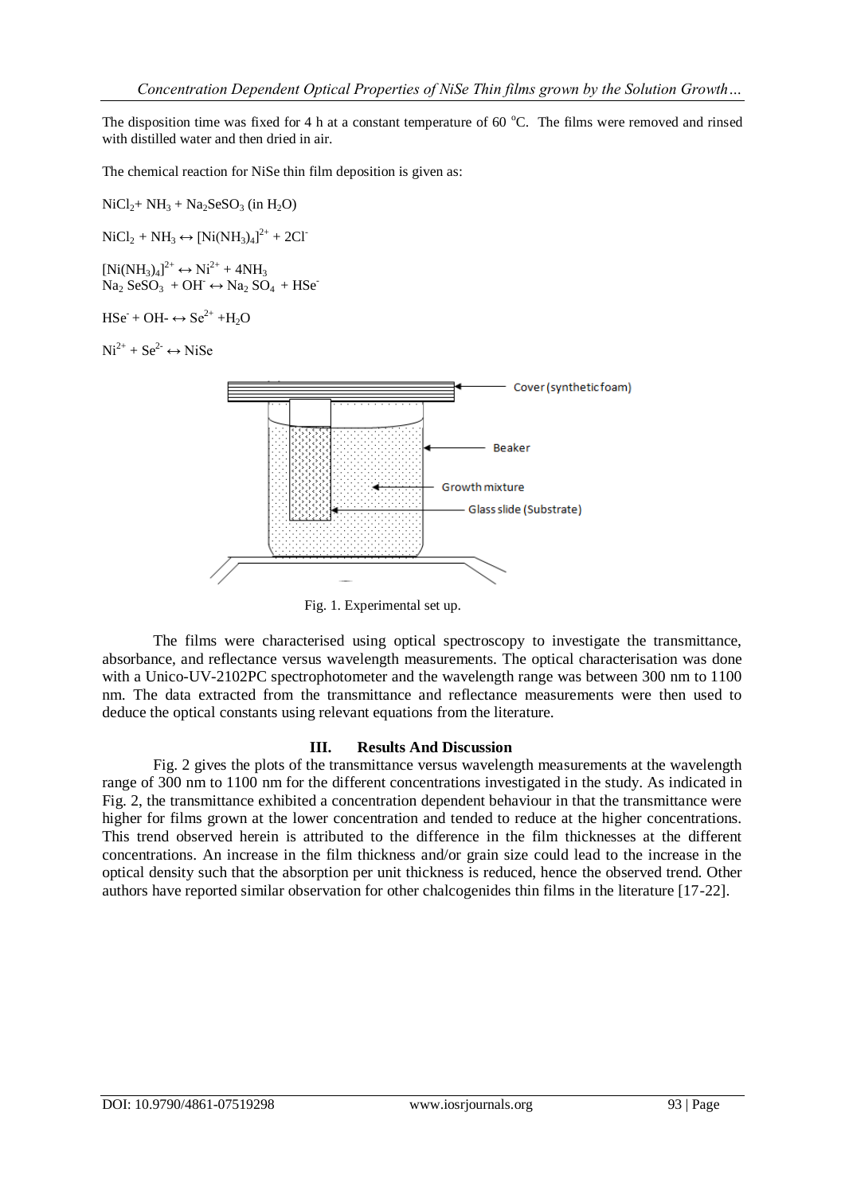The disposition time was fixed for 4 h at a constant temperature of 60 °C. The films were removed and rinsed with distilled water and then dried in air.

The chemical reaction for NiSe thin film deposition is given as:

$NiCl_2 + NH_3 + Na_2SeSO_3$ (in $H_2O$)

$NiCl_2 + NH_3 \leftrightarrow [Ni(NH_3)_4]^{2+} + 2Cl^-$

$[Ni(NH_3)_4]^{2+} \leftrightarrow Ni^{2+} + 4NH_3$

$Na_2SeSO_3 + OH^- \leftrightarrow Na_2SO_4 + HSe^-$

$HSe^- + OH^- \leftrightarrow Se^{2+} + H_2O$

$Ni^{2+} + Se^{2-} \leftrightarrow NiSe$

Cover (synthetic foam)

Beaker

Growth mixture

Glass slide (Substrate)

Fig. 1. Experimental set up.

The films were characterised using optical spectroscopy to investigate the transmittance, absorbance, and reflectance versus wavelength measurements. The optical characterisation was done with a Unico-UV-2102PC spectrophotometer and the wavelength range was between 300 nm to 1100 nm. The data extracted from the transmittance and reflectance measurements were then used to deduce the optical constants using relevant equations from the literature.

## III. Results And Discussion

Fig. 2 gives the plots of the transmittance versus wavelength measurements at the wavelength range of 300 nm to 1100 nm for the different concentrations investigated in the study. As indicated in Fig. 2, the transmittance exhibited a concentration dependent behaviour in that the transmittance were higher for films grown at the lower concentration and tended to reduce at the higher concentrations. This trend observed herein is attributed to the difference in the film thicknesses at the different concentrations. An increase in the film thickness and/or grain size could lead to the increase in the optical density such that the absorption per unit thickness is reduced, hence the observed trend. Other authors have reported similar observation for other chalcogenides thin films in the literature [17-22].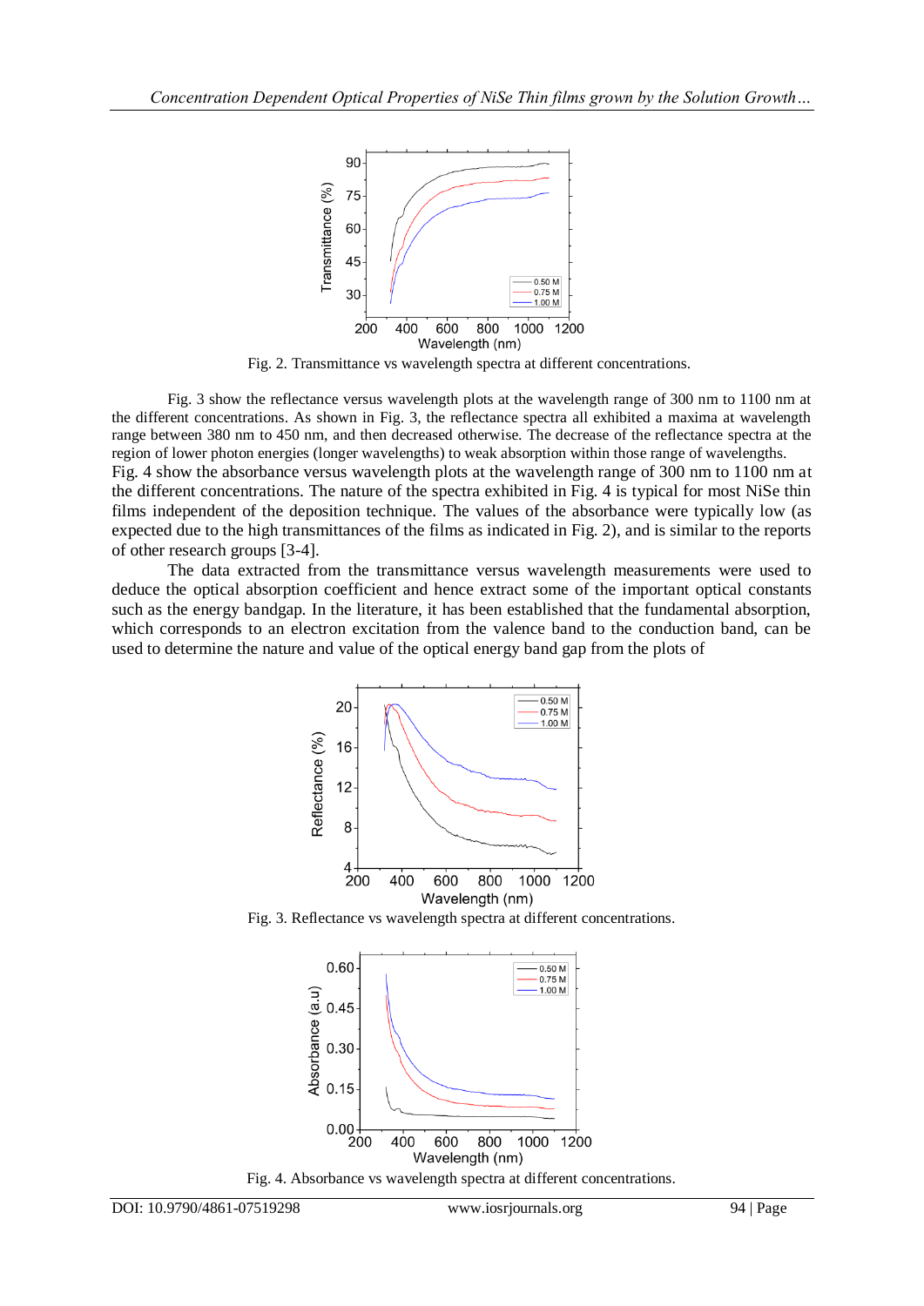Fig. 2. Transmittance vs wavelength spectra at different concentrations.

Fig. 3 show the reflectance versus wavelength plots at the wavelength range of 300 nm to 1100 nm at the different concentrations. As shown in Fig. 3, the reflectance spectra all exhibited a maxima at wavelength range between 380 nm to 450 nm, and then decreased otherwise. The decrease of the reflectance spectra at the region of lower photon energies (longer wavelengths) to weak absorption within those range of wavelengths.

Fig. 4 show the absorbance versus wavelength plots at the wavelength range of 300 nm to 1100 nm at the different concentrations. The nature of the spectra exhibited in Fig. 4 is typical for most NiSe thin films independent of the deposition technique. The values of the absorbance were typically low (as expected due to the high transmittances of the films as indicated in Fig. 2), and is similar to the reports of other research groups [3-4].

The data extracted from the transmittance versus wavelength measurements were used to deduce the optical absorption coefficient and hence extract some of the important optical constants such as the energy bandgap. In the literature, it has been established that the fundamental absorption, which corresponds to an electron excitation from the valence band to the conduction band, can be used to determine the nature and value of the optical energy band gap from the plots of

Fig. 3. Reflectance vs wavelength spectra at different concentrations.

Fig. 4. Absorbance vs wavelength spectra at different concentrations.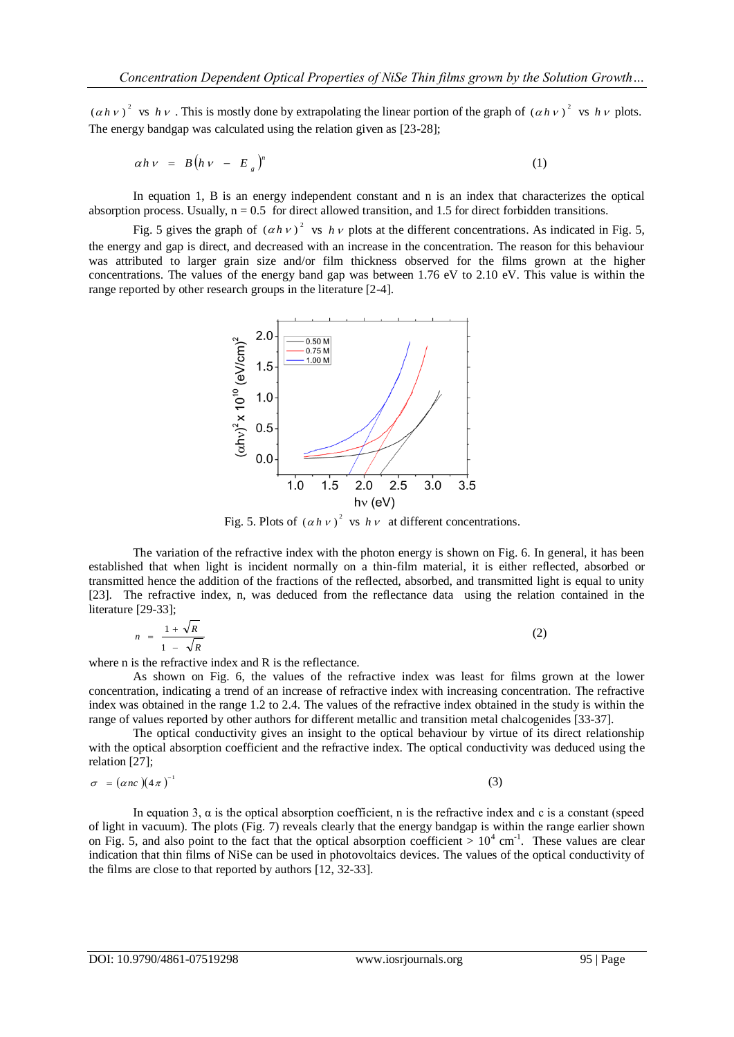$(\alpha h\nu)^2$ vs $h\nu$. This is mostly done by extrapolating the linear portion of the graph of $(\alpha h\nu)^2$ vs $h\nu$ plots. The energy bandgap was calculated using the relation given as [23-28];

$$\alpha h\nu = B(h\nu - E_g)^n \quad (1)$$

In equation 1, B is an energy independent constant and n is an index that characterizes the optical absorption process. Usually, $n = 0.5$ for direct allowed transition, and 1.5 for direct forbidden transitions.

Fig. 5 gives the graph of $(\alpha h\nu)^2$ vs $h\nu$ plots at the different concentrations. As indicated in Fig. 5, the energy and gap is direct, and decreased with an increase in the concentration. The reason for this behaviour was attributed to larger grain size and/or film thickness observed for the films grown at the higher concentrations. The values of the energy band gap was between 1.76 eV to 2.10 eV. This value is within the range reported by other research groups in the literature [2-4].

Fig. 5. Plots of $(\alpha h\nu)^2$ vs $h\nu$ at different concentrations.

The variation of the refractive index with the photon energy is shown on Fig. 6. In general, it has been established that when light is incident normally on a thin-film material, it is either reflected, absorbed or transmitted hence the addition of the fractions of the reflected, absorbed, and transmitted light is equal to unity [23]. The refractive index, n, was deduced from the reflectance data using the relation contained in the literature [29-33];

$$n = \frac{1 + \sqrt{R}}{1 - \sqrt{R}} \quad (2)$$

where n is the refractive index and R is the reflectance.

As shown on Fig. 6, the values of the refractive index was least for films grown at the lower concentration, indicating a trend of an increase of refractive index with increasing concentration. The refractive index was obtained in the range 1.2 to 2.4. The values of the refractive index obtained in the study is within the range of values reported by other authors for different metallic and transition metal chalcogenides [33-37].

The optical conductivity gives an insight to the optical behaviour by virtue of its direct relationship with the optical absorption coefficient and the refractive index. The optical conductivity was deduced using the relation [27];

$$\sigma = (\alpha nc)(4\pi)^{-1} \quad (3)$$

In equation 3, $\alpha$ is the optical absorption coefficient, n is the refractive index and c is a constant (speed of light in vacuum). The plots (Fig. 7) reveals clearly that the energy bandgap is within the range earlier shown on Fig. 5, and also point to the fact that the optical absorption coefficient $> 10^4$ cm$^{-1}$. These values are clear indication that thin films of NiSe can be used in photovoltaics devices. The values of the optical conductivity of the films are close to that reported by authors [12, 32-33].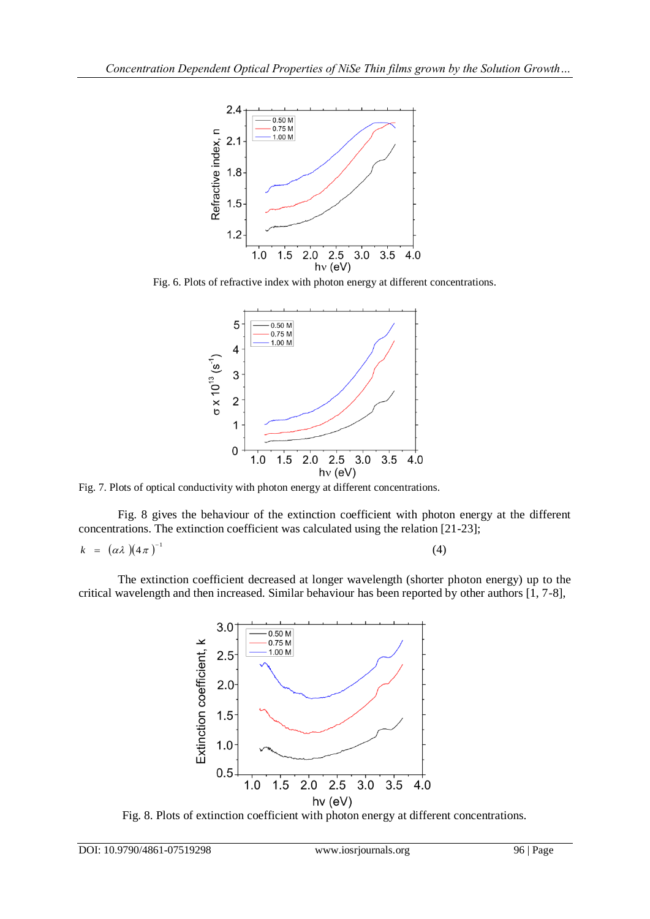Fig. 6. Plots of refractive index with photon energy at different concentrations.

Fig. 7. Plots of optical conductivity with photon energy at different concentrations.

Fig. 8 gives the behaviour of the extinction coefficient with photon energy at the different concentrations. The extinction coefficient was calculated using the relation [21-23];

$$k = (\alpha\lambda)(4\pi)^{-1} \qquad (4)$$

The extinction coefficient decreased at longer wavelength (shorter photon energy) up to the critical wavelength and then increased. Similar behaviour has been reported by other authors [1, 7-8],

Fig. 8. Plots of extinction coefficient with photon energy at different concentrations.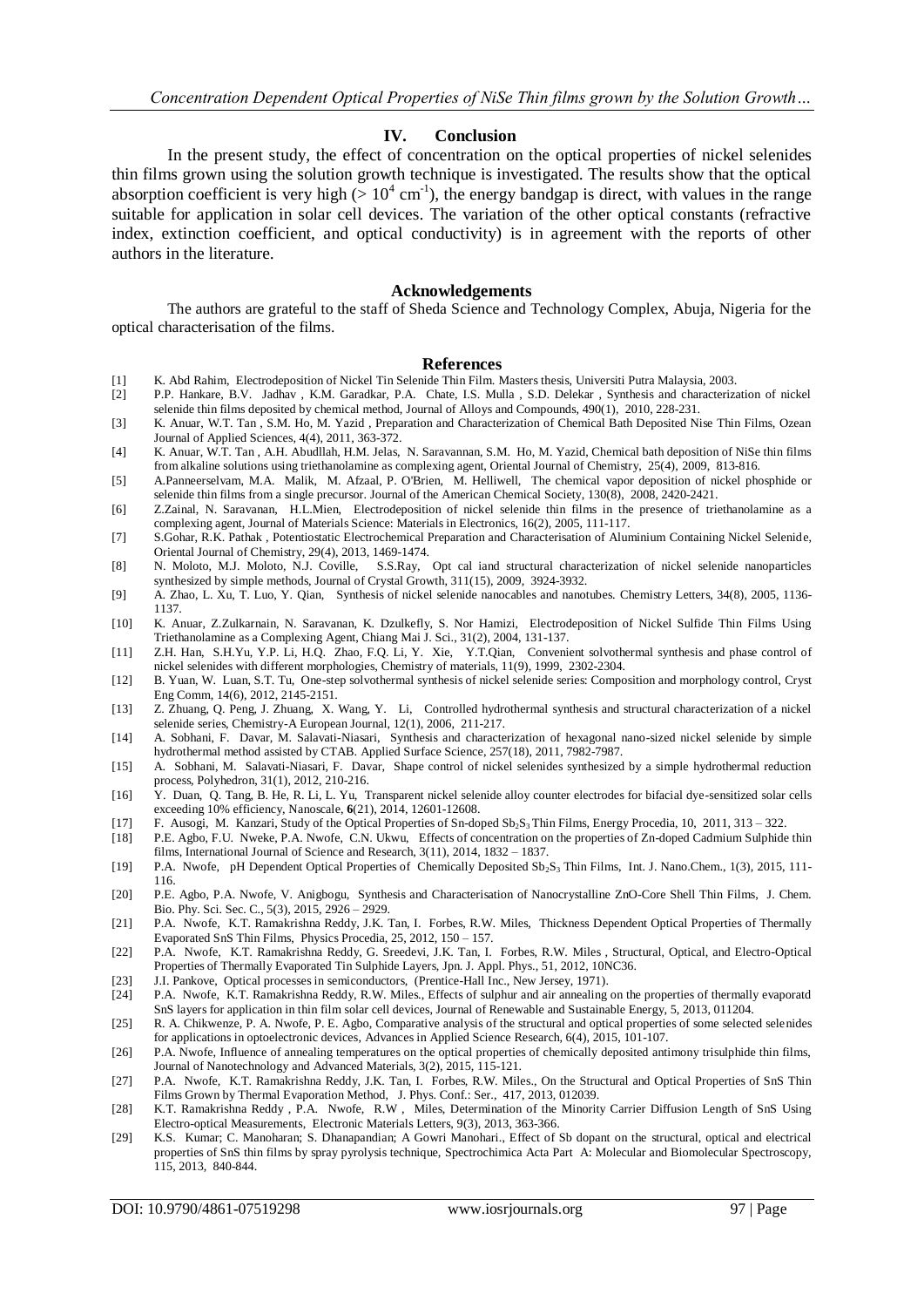## IV. Conclusion

In the present study, the effect of concentration on the optical properties of nickel selenides thin films grown using the solution growth technique is investigated. The results show that the optical absorption coefficient is very high ($> 10^4$ cm$^{-1}$), the energy bandgap is direct, with values in the range suitable for application in solar cell devices. The variation of the other optical constants (refractive index, extinction coefficient, and optical conductivity) is in agreement with the reports of other authors in the literature.

## Acknowledgements

The authors are grateful to the staff of Sheda Science and Technology Complex, Abuja, Nigeria for the optical characterisation of the films.

## References

[1] K. Abd Rahim, Electrodeposition of Nickel Tin Selenide Thin Film. Masters thesis, Universiti Putra Malaysia, 2003.

[2] P.P. Hankare, B.V. Jadhav , K.M. Garadkar, P.A. Chate, I.S. Mulla , S.D. Delekar , Synthesis and characterization of nickel selenide thin films deposited by chemical method, Journal of Alloys and Compounds, 490(1), 2010, 228-231.

[3] K. Anuar, W.T. Tan , S.M. Ho, M. Yazid , Preparation and Characterization of Chemical Bath Deposited Nise Thin Films, Ozean Journal of Applied Sciences, 4(4), 2011, 363-372.

[4] K. Anuar, W.T. Tan , A.H. Abudllah, H.M. Jelas, N. Saravannan, S.M. Ho, M. Yazid, Chemical bath deposition of NiSe thin films from alkaline solutions using triethanolamine as complexing agent, Oriental Journal of Chemistry, 25(4), 2009, 813-816.

[5] A.Panneerselvam, M.A. Malik, M. Afzaal, P. O'Brien, M. Helliwell, The chemical vapor deposition of nickel phosphide or selenide thin films from a single precursor. Journal of the American Chemical Society, 130(8), 2008, 2420-2421.

[6] Z.Zainal, N. Saravanan, H.L.Mien, Electrodeposition of nickel selenide thin films in the presence of triethanolamine as a complexing agent, Journal of Materials Science: Materials in Electronics, 16(2), 2005, 111-117.

[7] S.Gohar, R.K. Pathak , Potentiostatic Electrochemical Preparation and Characterisation of Aluminium Containing Nickel Selenide, Oriental Journal of Chemistry, 29(4), 2013, 1469-1474.

[8] N. Moloto, M.J. Moloto, N.J. Coville, S.S.Ray, Opt cal iand structural characterization of nickel selenide nanoparticles synthesized by simple methods, Journal of Crystal Growth, 311(15), 2009, 3924-3932.

[9] A. Zhao, L. Xu, T. Luo, Y. Qian, Synthesis of nickel selenide nanocables and nanotubes. Chemistry Letters, 34(8), 2005, 1136-1137.

[10] K. Anuar, Z.Zulkarnain, N. Saravanan, K. Dzulkefly, S. Nor Hamizi, Electrodeposition of Nickel Sulfide Thin Films Using Triethanolamine as a Complexing Agent, Chiang Mai J. Sci., 31(2), 2004, 131-137.

[11] Z.H. Han, S.H.Yu, Y.P. Li, H.Q. Zhao, F.Q. Li, Y. Xie, Y.T.Qian, Convenient solvothermal synthesis and phase control of nickel selenides with different morphologies, Chemistry of materials, 11(9), 1999, 2302-2304.

[12] B. Yuan, W. Luan, S.T. Tu, One-step solvothermal synthesis of nickel selenide series: Composition and morphology control, Cryst Eng Comm, 14(6), 2012, 2145-2151.

[13] Z. Zhuang, Q. Peng, J. Zhuang, X. Wang, Y. Li, Controlled hydrothermal synthesis and structural characterization of a nickel selenide series, Chemistry-A European Journal, 12(1), 2006, 211-217.

[14] A. Sobhani, F. Davar, M. Salavati-Niasari, Synthesis and characterization of hexagonal nano-sized nickel selenide by simple hydrothermal method assisted by CTAB. Applied Surface Science, 257(18), 2011, 7982-7987.

[15] A. Sobhani, M. Salavati-Niasari, F. Davar, Shape control of nickel selenides synthesized by a simple hydrothermal reduction process, Polyhedron, 31(1), 2012, 210-216.

[16] Y. Duan, Q. Tang, B. He, R. Li, L. Yu, Transparent nickel selenide alloy counter electrodes for bifacial dye-sensitized solar cells exceeding 10% efficiency, Nanoscale, **6**(21), 2014, 12601-12608.

[17] F. Ausogi, M. Kanzari, Study of the Optical Properties of Sn-doped $Sb_2S_3$ Thin Films, Energy Procedia, 10, 2011, 313 – 322.

[18] P.E. Agbo, F.U. Nweke, P.A. Nwofe, C.N. Ukwu, Effects of concentration on the properties of Zn-doped Cadmium Sulphide thin films, International Journal of Science and Research, 3(11), 2014, 1832 – 1837.

[19] P.A. Nwofe, pH Dependent Optical Properties of Chemically Deposited $Sb_2S_3$ Thin Films, Int. J. Nano.Chem., 1(3), 2015, 111-116.

[20] P.E. Agbo, P.A. Nwofe, V. Anigbogu, Synthesis and Characterisation of Nanocrystalline ZnO-Core Shell Thin Films, J. Chem. Bio. Phy. Sci. Sec. C., 5(3), 2015, 2926 – 2929.

[21] P.A. Nwofe, K.T. Ramakrishna Reddy, J.K. Tan, I. Forbes, R.W. Miles, Thickness Dependent Optical Properties of Thermally Evaporated SnS Thin Films, Physics Procedia, 25, 2012, 150 – 157.

[22] P.A. Nwofe, K.T. Ramakrishna Reddy, G. Sreedevi, J.K. Tan, I. Forbes, R.W. Miles , Structural, Optical, and Electro-Optical Properties of Thermally Evaporated Tin Sulphide Layers, Jpn. J. Appl. Phys., 51, 2012, 10NC36.

[23] J.I. Pankove, Optical processes in semiconductors, (Prentice-Hall Inc., New Jersey, 1971).

[24] P.A. Nwofe, K.T. Ramakrishna Reddy, R.W. Miles., Effects of sulphur and air annealing on the properties of thermally evaporatd SnS layers for application in thin film solar cell devices, Journal of Renewable and Sustainable Energy, 5, 2013, 011204.

[25] R. A. Chikwenze, P. A. Nwofe, P. E. Agbo, Comparative analysis of the structural and optical properties of some selected selenides for applications in optoelectronic devices, Advances in Applied Science Research, 6(4), 2015, 101-107.

[26] P.A. Nwofe, Influence of annealing temperatures on the optical properties of chemically deposited antimony trisulphide thin films, Journal of Nanotechnology and Advanced Materials, 3(2), 2015, 115-121.

[27] P.A. Nwofe, K.T. Ramakrishna Reddy, J.K. Tan, I. Forbes, R.W. Miles., On the Structural and Optical Properties of SnS Thin Films Grown by Thermal Evaporation Method, J. Phys. Conf.: Ser., 417, 2013, 012039.

[28] K.T. Ramakrishna Reddy , P.A. Nwofe, R.W , Miles, Determination of the Minority Carrier Diffusion Length of SnS Using Electro-optical Measurements, Electronic Materials Letters, 9(3), 2013, 363-366.

[29] K.S. Kumar; C. Manoharan; S. Dhanapandian; A Gowri Manohari., Effect of Sb dopant on the structural, optical and electrical properties of SnS thin films by spray pyrolysis technique, Spectrochimica Acta Part A: Molecular and Biomolecular Spectroscopy, 115, 2013, 840-844.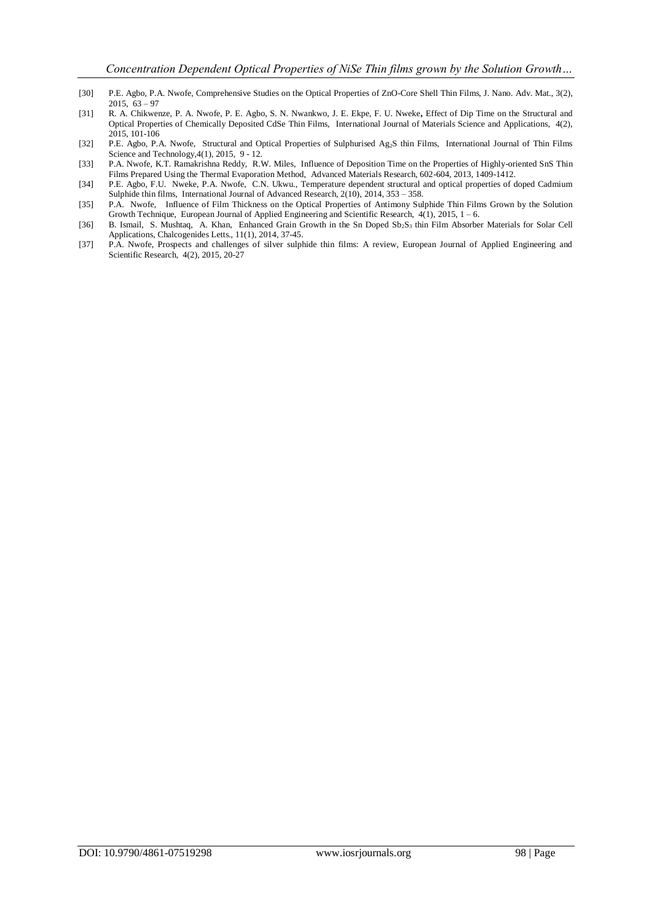[30] P.E. Agbo, P.A. Nwofe, Comprehensive Studies on the Optical Properties of ZnO-Core Shell Thin Films, J. Nano. Adv. Mat., 3(2), 2015, 63 – 97

[31] R. A. Chikwenze, P. A. Nwofe, P. E. Agbo, S. N. Nwankwo, J. E. Ekpe, F. U. Nweke, Effect of Dip Time on the Structural and Optical Properties of Chemically Deposited CdSe Thin Films, International Journal of Materials Science and Applications, 4(2), 2015, 101-106

[32] P.E. Agbo, P.A. Nwofe, Structural and Optical Properties of Sulphurised $Ag_2S$ thin Films, International Journal of Thin Films Science and Technology, 4(1), 2015, 9 - 12.

[33] P.A. Nwofe, K.T. Ramakrishna Reddy, R.W. Miles, Influence of Deposition Time on the Properties of Highly-oriented SnS Thin Films Prepared Using the Thermal Evaporation Method, Advanced Materials Research, 602-604, 2013, 1409-1412.

[34] P.E. Agbo, F.U. Nweke, P.A. Nwofe, C.N. Ukwu., Temperature dependent structural and optical properties of doped Cadmium Sulphide thin films, International Journal of Advanced Research, 2(10), 2014, 353 – 358.

[35] P.A. Nwofe, Influence of Film Thickness on the Optical Properties of Antimony Sulphide Thin Films Grown by the Solution Growth Technique, European Journal of Applied Engineering and Scientific Research, 4(1), 2015, 1 – 6.

[36] B. Ismail, S. Mushtaq, A. Khan, Enhanced Grain Growth in the Sn Doped $Sb_2S_3$ thin Film Absorber Materials for Solar Cell Applications, Chalcogenides Letts., 11(1), 2014, 37-45.

[37] P.A. Nwofe, Prospects and challenges of silver sulphide thin films: A review, European Journal of Applied Engineering and Scientific Research, 4(2), 2015, 20-27